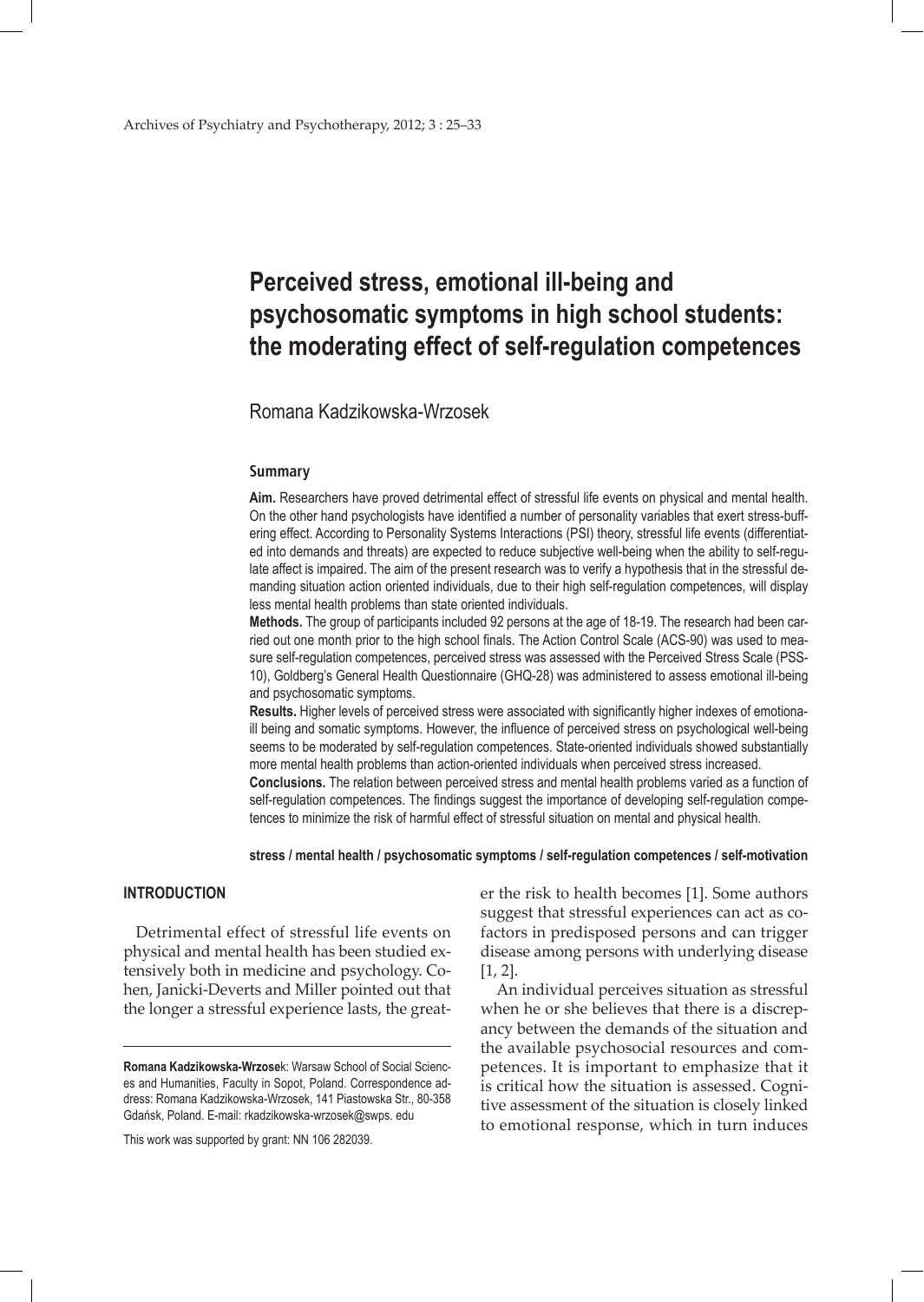# Perceived stress, emotional ill-being and psychosomatic symptoms in high school students: the moderating effect of self-regulation competences

Romana Kadzikowska-Wrzosek

### Summary

**Aim.** Researchers have proved detrimental effect of stressful life events on physical and mental health. On the other hand psychologists have identified a number of personality variables that exert stress-buffering effect. According to Personality Systems Interactions (PSI) theory, stressful life events (differentiated into demands and threats) are expected to reduce subjective well-being when the ability to self-regulate affect is impaired. The aim of the present research was to verify a hypothesis that in the stressful demanding situation action oriented individuals, due to their high self-regulation competences, will display less mental health problems than state oriented individuals.

**Methods.** The group of participants included 92 persons at the age of 18-19. The research had been carried out one month prior to the high school finals. The Action Control Scale (ACS-90) was used to measure self-regulation competences, perceived stress was assessed with the Perceived Stress Scale (PSS-10), Goldberg's General Health Questionnaire (GHQ-28) was administered to assess emotional ill-being and psychosomatic symptoms.

**Results.** Higher levels of perceived stress were associated with significantly higher indexes of emotionaill being and somatic symptoms. However, the influence of perceived stress on psychological well-being seems to be moderated by self-regulation competences. State-oriented individuals showed substantially more mental health problems than action-oriented individuals when perceived stress increased.

**Conclusions.** The relation between perceived stress and mental health problems varied as a function of self-regulation competences. The findings suggest the importance of developing self-regulation competences to minimize the risk of harmful effect of stressful situation on mental and physical health.

**stress / mental health / psychosomatic symptoms / self-regulation competences / self-motivation**

## INTRODUCTION

Detrimental effect of stressful life events on physical and mental health has been studied extensively both in medicine and psychology. Cohen, Janicki-Deverts and Miller pointed out that the longer a stressful experience lasts, the greater the risk to health becomes [1]. Some authors suggest that stressful experiences can act as cofactors in predisposed persons and can trigger disease among persons with underlying disease [1, 2].

An individual perceives situation as stressful when he or she believes that there is a discrepancy between the demands of the situation and the available psychosocial resources and competences. It is important to emphasize that it is critical how the situation is assessed. Cognitive assessment of the situation is closely linked to emotional response, which in turn induces

---

**Romana Kadzikowska-Wrzosek**: Warsaw School of Social Sciences and Humanities, Faculty in Sopot, Poland. Correspondence address: Romana Kadzikowska-Wrzosek, 141 Piastowska Str., 80-358 Gdańsk, Poland. E-mail: rkadzikowska-wrzosek@swps. edu

This work was supported by grant: NN 106 282039.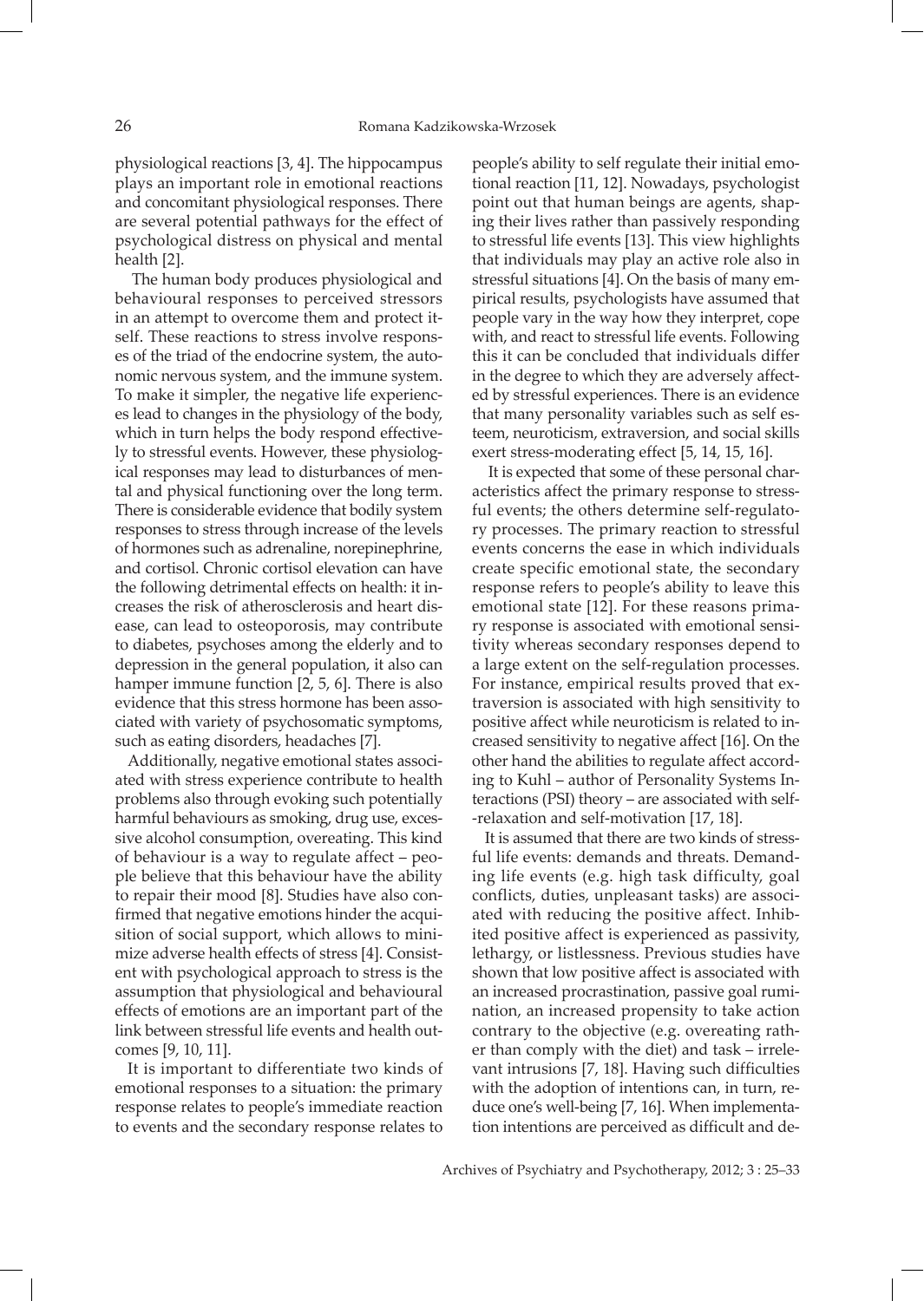physiological reactions [3, 4]. The hippocampus plays an important role in emotional reactions and concomitant physiological responses. There are several potential pathways for the effect of psychological distress on physical and mental health [2].

The human body produces physiological and behavioural responses to perceived stressors in an attempt to overcome them and protect itself. These reactions to stress involve responses of the triad of the endocrine system, the autonomic nervous system, and the immune system. To make it simpler, the negative life experiences lead to changes in the physiology of the body, which in turn helps the body respond effectively to stressful events. However, these physiological responses may lead to disturbances of mental and physical functioning over the long term. There is considerable evidence that bodily system responses to stress through increase of the levels of hormones such as adrenaline, norepinephrine, and cortisol. Chronic cortisol elevation can have the following detrimental effects on health: it increases the risk of atherosclerosis and heart disease, can lead to osteoporosis, may contribute to diabetes, psychoses among the elderly and to depression in the general population, it also can hamper immune function [2, 5, 6]. There is also evidence that this stress hormone has been associated with variety of psychosomatic symptoms, such as eating disorders, headaches [7].

Additionally, negative emotional states associated with stress experience contribute to health problems also through evoking such potentially harmful behaviours as smoking, drug use, excessive alcohol consumption, overeating. This kind of behaviour is a way to regulate affect – people believe that this behaviour have the ability to repair their mood [8]. Studies have also confirmed that negative emotions hinder the acquisition of social support, which allows to minimize adverse health effects of stress [4]. Consistent with psychological approach to stress is the assumption that physiological and behavioural effects of emotions are an important part of the link between stressful life events and health outcomes [9, 10, 11].

It is important to differentiate two kinds of emotional responses to a situation: the primary response relates to people's immediate reaction to events and the secondary response relates to people's ability to self regulate their initial emotional reaction [11, 12]. Nowadays, psychologist point out that human beings are agents, shaping their lives rather than passively responding to stressful life events [13]. This view highlights that individuals may play an active role also in stressful situations [4]. On the basis of many empirical results, psychologists have assumed that people vary in the way how they interpret, cope with, and react to stressful life events. Following this it can be concluded that individuals differ in the degree to which they are adversely affected by stressful experiences. There is an evidence that many personality variables such as self esteem, neuroticism, extraversion, and social skills exert stress-moderating effect [5, 14, 15, 16].

It is expected that some of these personal characteristics affect the primary response to stressful events; the others determine self-regulatory processes. The primary reaction to stressful events concerns the ease in which individuals create specific emotional state, the secondary response refers to people's ability to leave this emotional state [12]. For these reasons primary response is associated with emotional sensitivity whereas secondary responses depend to a large extent on the self-regulation processes. For instance, empirical results proved that extraversion is associated with high sensitivity to positive affect while neuroticism is related to increased sensitivity to negative affect [16]. On the other hand the abilities to regulate affect according to Kuhl – author of Personality Systems Interactions (PSI) theory – are associated with self-relaxation and self-motivation [17, 18].

It is assumed that there are two kinds of stressful life events: demands and threats. Demanding life events (e.g. high task difficulty, goal conflicts, duties, unpleasant tasks) are associated with reducing the positive affect. Inhibited positive affect is experienced as passivity, lethargy, or listlessness. Previous studies have shown that low positive affect is associated with an increased procrastination, passive goal rumination, an increased propensity to take action contrary to the objective (e.g. overeating rather than comply with the diet) and task – irrelevant intrusions [7, 18]. Having such difficulties with the adoption of intentions can, in turn, reduce one's well-being [7, 16]. When implementation intentions are perceived as difficult and de-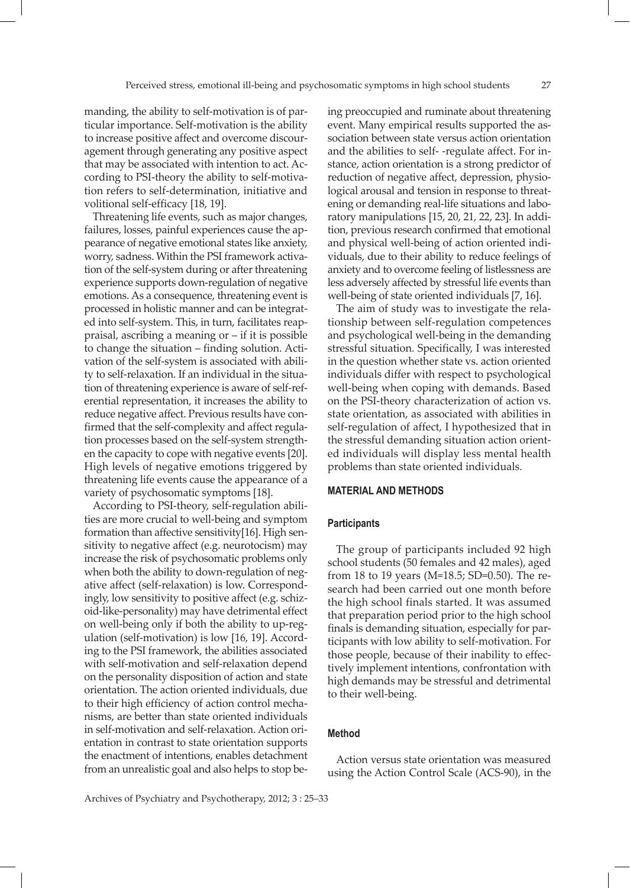manding, the ability to self-motivation is of particular importance. Self-motivation is the ability to increase positive affect and overcome discouragement through generating any positive aspect that may be associated with intention to act. According to PSI-theory the ability to self-motivation refers to self-determination, initiative and volitional self-efficacy [18, 19].

Threatening life events, such as major changes, failures, losses, painful experiences cause the appearance of negative emotional states like anxiety, worry, sadness. Within the PSI framework activation of the self-system during or after threatening experience supports down-regulation of negative emotions. As a consequence, threatening event is processed in holistic manner and can be integrated into self-system. This, in turn, facilitates reappraisal, ascribing a meaning or – if it is possible to change the situation – finding solution. Activation of the self-system is associated with ability to self-relaxation. If an individual in the situation of threatening experience is aware of self-referential representation, it increases the ability to reduce negative affect. Previous results have confirmed that the self-complexity and affect regulation processes based on the self-system strengthen the capacity to cope with negative events [20]. High levels of negative emotions triggered by threatening life events cause the appearance of a variety of psychosomatic symptoms [18].

According to PSI-theory, self-regulation abilities are more crucial to well-being and symptom formation than affective sensitivity[16]. High sensitivity to negative affect (e.g. neurotocism) may increase the risk of psychosomatic problems only when both the ability to down-regulation of negative affect (self-relaxation) is low. Correspondingly, low sensitivity to positive affect (e.g. schizoid-like-personality) may have detrimental effect on well-being only if both the ability to up-regulation (self-motivation) is low [16, 19]. According to the PSI framework, the abilities associated with self-motivation and self-relaxation depend on the personality disposition of action and state orientation. The action oriented individuals, due to their high efficiency of action control mechanisms, are better than state oriented individuals in self-motivation and self-relaxation. Action orientation in contrast to state orientation supports the enactment of intentions, enables detachment from an unrealistic goal and also helps to stop being preoccupied and ruminate about threatening event. Many empirical results supported the association between state versus action orientation and the abilities to self- -regulate affect. For instance, action orientation is a strong predictor of reduction of negative affect, depression, physiological arousal and tension in response to threatening or demanding real-life situations and laboratory manipulations [15, 20, 21, 22, 23]. In addition, previous research confirmed that emotional and physical well-being of action oriented individuals, due to their ability to reduce feelings of anxiety and to overcome feeling of listlessness are less adversely affected by stressful life events than well-being of state oriented individuals [7, 16].

The aim of study was to investigate the relationship between self-regulation competences and psychological well-being in the demanding stressful situation. Specifically, I was interested in the question whether state vs. action oriented individuals differ with respect to psychological well-being when coping with demands. Based on the PSI-theory characterization of action vs. state orientation, as associated with abilities in self-regulation of affect, I hypothesized that in the stressful demanding situation action oriented individuals will display less mental health problems than state oriented individuals.

## MATERIAL AND METHODS

### Participants

The group of participants included 92 high school students (50 females and 42 males), aged from 18 to 19 years (M=18.5; SD=0.50). The research had been carried out one month before the high school finals started. It was assumed that preparation period prior to the high school finals is demanding situation, especially for participants with low ability to self-motivation. For those people, because of their inability to effectively implement intentions, confrontation with high demands may be stressful and detrimental to their well-being.

### Method

Action versus state orientation was measured using the Action Control Scale (ACS-90), in the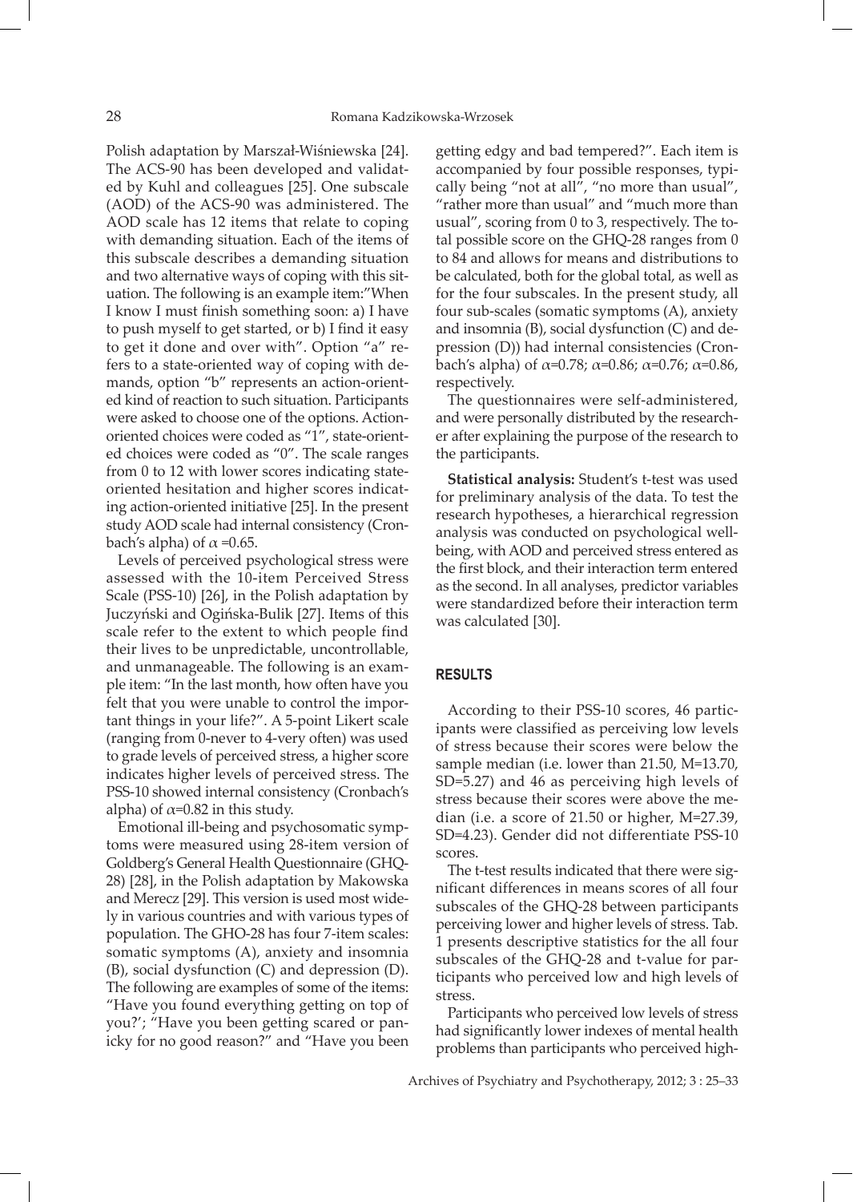Polish adaptation by Marszał-Wiśniewska [24]. The ACS-90 has been developed and validated by Kuhl and colleagues [25]. One subscale (AOD) of the ACS-90 was administered. The AOD scale has 12 items that relate to coping with demanding situation. Each of the items of this subscale describes a demanding situation and two alternative ways of coping with this situation. The following is an example item:"When I know I must finish something soon: a) I have to push myself to get started, or b) I find it easy to get it done and over with". Option "a" refers to a state-oriented way of coping with demands, option "b" represents an action-oriented kind of reaction to such situation. Participants were asked to choose one of the options. Action-oriented choices were coded as "1", state-oriented choices were coded as "0". The scale ranges from 0 to 12 with lower scores indicating state-oriented hesitation and higher scores indicating action-oriented initiative [25]. In the present study AOD scale had internal consistency (Cronbach's alpha) of $\alpha$ =0.65.

Levels of perceived psychological stress were assessed with the 10-item Perceived Stress Scale (PSS-10) [26], in the Polish adaptation by Juczyński and Ogińska-Bulik [27]. Items of this scale refer to the extent to which people find their lives to be unpredictable, uncontrollable, and unmanageable. The following is an example item: "In the last month, how often have you felt that you were unable to control the important things in your life?". A 5-point Likert scale (ranging from 0-never to 4-very often) was used to grade levels of perceived stress, a higher score indicates higher levels of perceived stress. The PSS-10 showed internal consistency (Cronbach's alpha) of $\alpha$=0.82 in this study.

Emotional ill-being and psychosomatic symptoms were measured using 28-item version of Goldberg's General Health Questionnaire (GHQ-28) [28], in the Polish adaptation by Makowska and Merecz [29]. This version is used most widely in various countries and with various types of population. The GHO-28 has four 7-item scales: somatic symptoms (A), anxiety and insomnia (B), social dysfunction (C) and depression (D). The following are examples of some of the items: "Have you found everything getting on top of you?'; "Have you been getting scared or panicky for no good reason?" and "Have you been getting edgy and bad tempered?". Each item is accompanied by four possible responses, typically being "not at all", "no more than usual", "rather more than usual" and "much more than usual", scoring from 0 to 3, respectively. The total possible score on the GHQ-28 ranges from 0 to 84 and allows for means and distributions to be calculated, both for the global total, as well as for the four subscales. In the present study, all four sub-scales (somatic symptoms (A), anxiety and insomnia (B), social dysfunction (C) and depression (D)) had internal consistencies (Cronbach's alpha) of $\alpha$=0.78; $\alpha$=0.86; $\alpha$=0.76; $\alpha$=0.86, respectively.

The questionnaires were self-administered, and were personally distributed by the researcher after explaining the purpose of the research to the participants.

**Statistical analysis:** Student's t-test was used for preliminary analysis of the data. To test the research hypotheses, a hierarchical regression analysis was conducted on psychological well-being, with AOD and perceived stress entered as the first block, and their interaction term entered as the second. In all analyses, predictor variables were standardized before their interaction term was calculated [30].

## RESULTS

According to their PSS-10 scores, 46 participants were classified as perceiving low levels of stress because their scores were below the sample median (i.e. lower than 21.50, M=13.70, SD=5.27) and 46 as perceiving high levels of stress because their scores were above the median (i.e. a score of 21.50 or higher, M=27.39, SD=4.23). Gender did not differentiate PSS-10 scores.

The t-test results indicated that there were significant differences in means scores of all four subscales of the GHQ-28 between participants perceiving lower and higher levels of stress. Tab. 1 presents descriptive statistics for the all four subscales of the GHQ-28 and t-value for participants who perceived low and high levels of stress.

Participants who perceived low levels of stress had significantly lower indexes of mental health problems than participants who perceived high-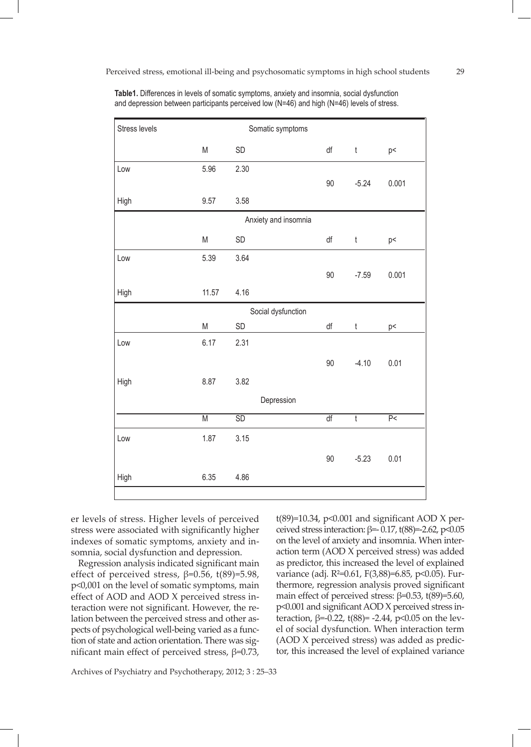**Table1.** Differences in levels of somatic symptoms, anxiety and insomnia, social dysfunction and depression between participants perceived low (N=46) and high (N=46) levels of stress.

| Stress levels | Somatic symptoms | | | | |
|---|---|---|---|---|---|
| | M | SD | df | t | p< |
| Low | 5.96 | 2.30 | 90 | -5.24 | 0.001 |
| High | 9.57 | 3.58 | | | |
| | **Anxiety and insomnia** | | | | |
| | M | SD | df | t | p< |
| Low | 5.39 | 3.64 | 90 | -7.59 | 0.001 |
| High | 11.57 | 4.16 | | | |
| | **Social dysfunction** | | | | |
| | M | SD | df | t | p< |
| Low | 6.17 | 2.31 | 90 | -4.10 | 0.01 |
| High | 8.87 | 3.82 | | | |
| | **Depression** | | | | |
| | M | SD | df | t | P< |
| Low | 1.87 | 3.15 | 90 | -5.23 | 0.01 |
| High | 6.35 | 4.86 | | | |

er levels of stress. Higher levels of perceived stress were associated with significantly higher indexes of somatic symptoms, anxiety and insomnia, social dysfunction and depression.

Regression analysis indicated significant main effect of perceived stress, $\beta=0.56$, $t(89)=5.98$, $p<0{,}001$ on the level of somatic symptoms, main effect of AOD and AOD X perceived stress interaction were not significant. However, the relation between the perceived stress and other aspects of psychological well-being varied as a function of state and action orientation. There was significant main effect of perceived stress, $\beta=0.73$, $t(89)=10.34$, $p<0.001$ and significant AOD X perceived stress interaction: $\beta=-0.17$, $t(88)=-2.62$, $p<0.05$ on the level of anxiety and insomnia. When interaction term (AOD X perceived stress) was added as predictor, this increased the level of explained variance (adj. $R^2=0.61$, $F(3,88)=6.85$, $p<0.05$). Furthermore, regression analysis proved significant main effect of perceived stress: $\beta=0.53$, $t(89)=5.60$, $p<0.001$ and significant AOD X perceived stress interaction, $\beta=-0.22$, $t(88)=-2.44$, $p<0.05$ on the level of social dysfunction. When interaction term (AOD X perceived stress) was added as predictor, this increased the level of explained variance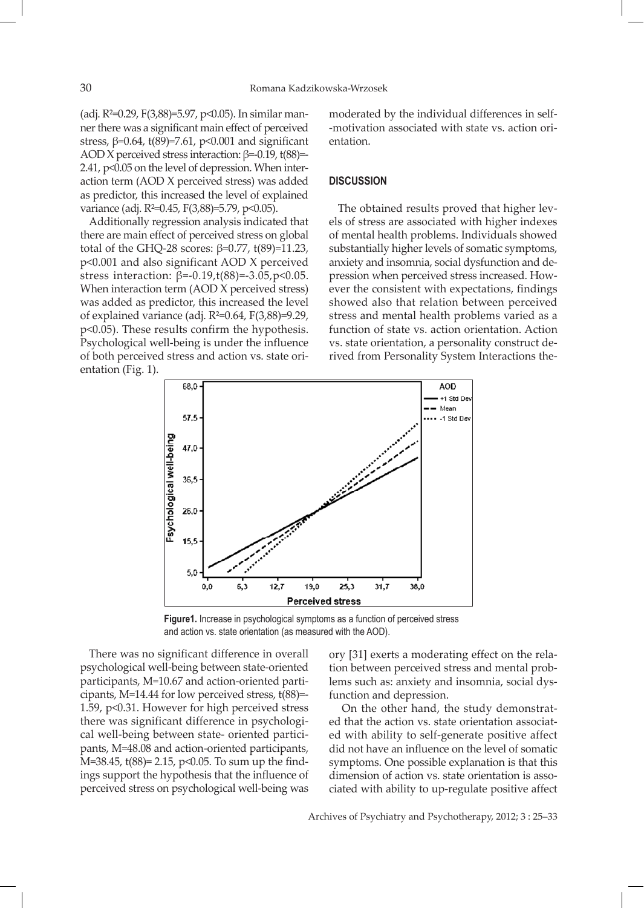(adj. $R^2$=0.29, $F(3,88)$=5.97, $p$<0.05). In similar manner there was a significant main effect of perceived stress, $\beta$=0.64, $t(89)$=7.61, $p$<0.001 and significant AOD X perceived stress interaction: $\beta$=-0.19, $t(88)$=-2.41, $p$<0.05 on the level of depression. When interaction term (AOD X perceived stress) was added as predictor, this increased the level of explained variance (adj. $R^2$=0.45, $F(3,88)$=5.79, $p$<0.05).

Additionally regression analysis indicated that there are main effect of perceived stress on global total of the GHQ-28 scores: $\beta$=0.77, $t(89)$=11.23, $p$<0.001 and also significant AOD X perceived stress interaction: $\beta$=-0.19, $t(88)$=-3.05, $p$<0.05. When interaction term (AOD X perceived stress) was added as predictor, this increased the level of explained variance (adj. $R^2$=0.64, $F(3,88)$=9.29, $p$<0.05). These results confirm the hypothesis. Psychological well-being is under the influence of both perceived stress and action vs. state orientation (Fig. 1).

There was no significant difference in overall psychological well-being between state-oriented participants, M=10.67 and action-oriented participants, M=14.44 for low perceived stress, $t(88)$=-1.59, $p$<0.31. However for high perceived stress there was significant difference in psychological well-being between state- oriented participants, M=48.08 and action-oriented participants, M=38.45, $t(88)$= 2.15, $p$<0.05. To sum up the findings support the hypothesis that the influence of perceived stress on psychological well-being was moderated by the individual differences in self--motivation associated with state vs. action orientation.

**Figure1.** Increase in psychological symptoms as a function of perceived stress and action vs. state orientation (as measured with the AOD).

## DISCUSSION

The obtained results proved that higher levels of stress are associated with higher indexes of mental health problems. Individuals showed substantially higher levels of somatic symptoms, anxiety and insomnia, social dysfunction and depression when perceived stress increased. However the consistent with expectations, findings showed also that relation between perceived stress and mental health problems varied as a function of state vs. action orientation. Action vs. state orientation, a personality construct derived from Personality System Interactions theory [31] exerts a moderating effect on the relation between perceived stress and mental problems such as: anxiety and insomnia, social dysfunction and depression.

On the other hand, the study demonstrated that the action vs. state orientation associated with ability to self-generate positive affect did not have an influence on the level of somatic symptoms. One possible explanation is that this dimension of action vs. state orientation is associated with ability to up-regulate positive affect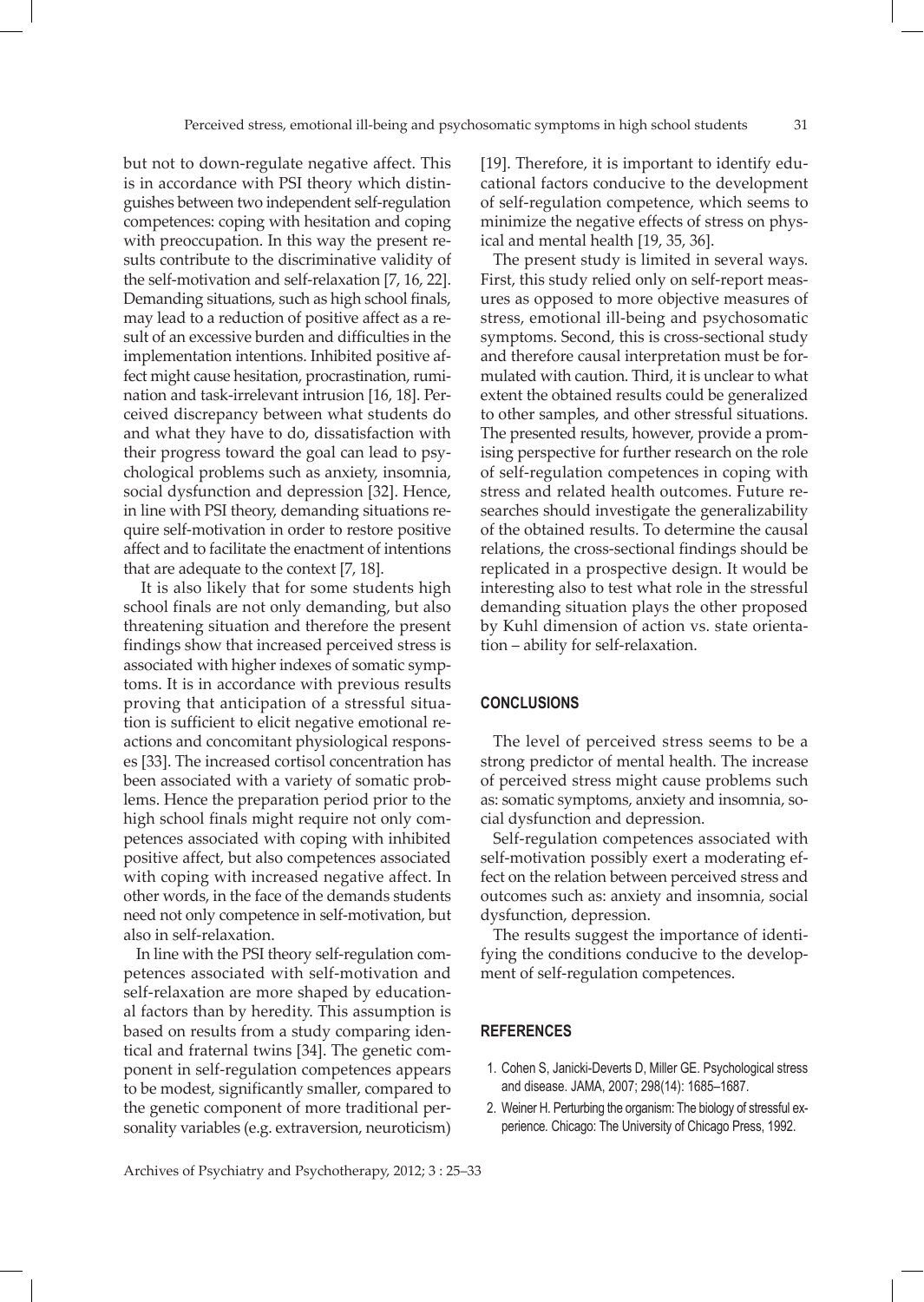but not to down-regulate negative affect. This is in accordance with PSI theory which distinguishes between two independent self-regulation competences: coping with hesitation and coping with preoccupation. In this way the present results contribute to the discriminative validity of the self-motivation and self-relaxation [7, 16, 22]. Demanding situations, such as high school finals, may lead to a reduction of positive affect as a result of an excessive burden and difficulties in the implementation intentions. Inhibited positive affect might cause hesitation, procrastination, rumination and task-irrelevant intrusion [16, 18]. Perceived discrepancy between what students do and what they have to do, dissatisfaction with their progress toward the goal can lead to psychological problems such as anxiety, insomnia, social dysfunction and depression [32]. Hence, in line with PSI theory, demanding situations require self-motivation in order to restore positive affect and to facilitate the enactment of intentions that are adequate to the context [7, 18].

It is also likely that for some students high school finals are not only demanding, but also threatening situation and therefore the present findings show that increased perceived stress is associated with higher indexes of somatic symptoms. It is in accordance with previous results proving that anticipation of a stressful situation is sufficient to elicit negative emotional reactions and concomitant physiological responses [33]. The increased cortisol concentration has been associated with a variety of somatic problems. Hence the preparation period prior to the high school finals might require not only competences associated with coping with inhibited positive affect, but also competences associated with coping with increased negative affect. In other words, in the face of the demands students need not only competence in self-motivation, but also in self-relaxation.

In line with the PSI theory self-regulation competences associated with self-motivation and self-relaxation are more shaped by educational factors than by heredity. This assumption is based on results from a study comparing identical and fraternal twins [34]. The genetic component in self-regulation competences appears to be modest, significantly smaller, compared to the genetic component of more traditional personality variables (e.g. extraversion, neuroticism) [19]. Therefore, it is important to identify educational factors conducive to the development of self-regulation competence, which seems to minimize the negative effects of stress on physical and mental health [19, 35, 36].

The present study is limited in several ways. First, this study relied only on self-report measures as opposed to more objective measures of stress, emotional ill-being and psychosomatic symptoms. Second, this is cross-sectional study and therefore causal interpretation must be formulated with caution. Third, it is unclear to what extent the obtained results could be generalized to other samples, and other stressful situations. The presented results, however, provide a promising perspective for further research on the role of self-regulation competences in coping with stress and related health outcomes. Future researches should investigate the generalizability of the obtained results. To determine the causal relations, the cross-sectional findings should be replicated in a prospective design. It would be interesting also to test what role in the stressful demanding situation plays the other proposed by Kuhl dimension of action vs. state orientation – ability for self-relaxation.

## CONCLUSIONS

The level of perceived stress seems to be a strong predictor of mental health. The increase of perceived stress might cause problems such as: somatic symptoms, anxiety and insomnia, social dysfunction and depression.

Self-regulation competences associated with self-motivation possibly exert a moderating effect on the relation between perceived stress and outcomes such as: anxiety and insomnia, social dysfunction, depression.

The results suggest the importance of identifying the conditions conducive to the development of self-regulation competences.

## REFERENCES

1. Cohen S, Janicki-Deverts D, Miller GE. Psychological stress and disease. JAMA, 2007; 298(14): 1685–1687.
2. Weiner H. Perturbing the organism: The biology of stressful experience. Chicago: The University of Chicago Press, 1992.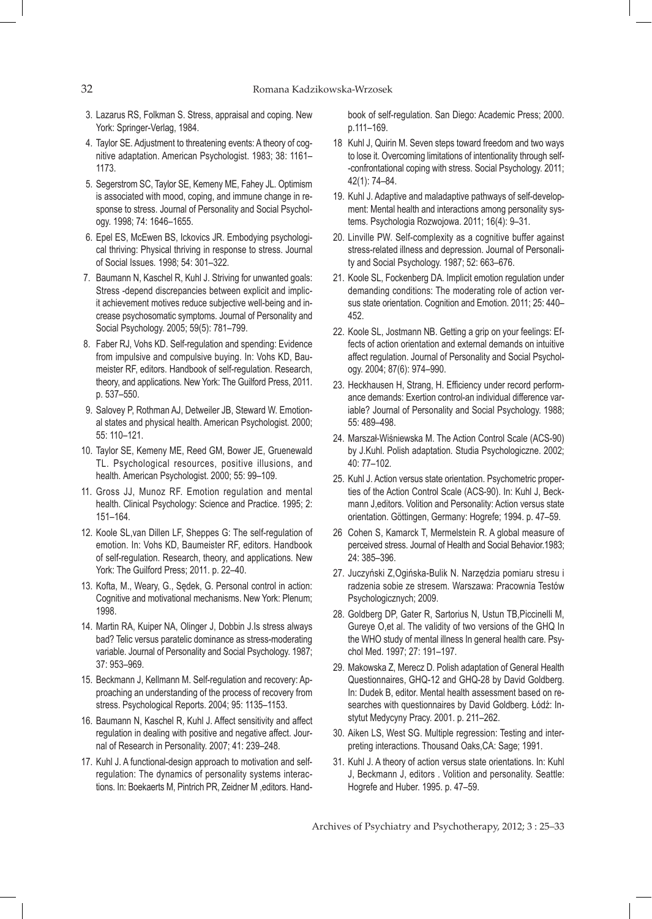3. Lazarus RS, Folkman S. Stress, appraisal and coping. New York: Springer-Verlag, 1984.
4. Taylor SE. Adjustment to threatening events: A theory of cognitive adaptation. American Psychologist. 1983; 38: 1161–1173.
5. Segerstrom SC, Taylor SE, Kemeny ME, Fahey JL. Optimism is associated with mood, coping, and immune change in response to stress. Journal of Personality and Social Psychology. 1998; 74: 1646–1655.
6. Epel ES, McEwen BS, Ickovics JR. Embodying psychological thriving: Physical thriving in response to stress. Journal of Social Issues. 1998; 54: 301–322.
7. Baumann N, Kaschel R, Kuhl J. Striving for unwanted goals: Stress -depend discrepancies between explicit and implicit achievement motives reduce subjective well-being and increase psychosomatic symptoms. Journal of Personality and Social Psychology. 2005; 59(5): 781–799.
8. Faber RJ, Vohs KD. Self-regulation and spending: Evidence from impulsive and compulsive buying. In: Vohs KD, Baumeister RF, editors. Handbook of self-regulation. Research, theory, and applications. New York: The Guilford Press, 2011. p. 537–550.
9. Salovey P, Rothman AJ, Detweiler JB, Steward W. Emotional states and physical health. American Psychologist. 2000; 55: 110–121.
10. Taylor SE, Kemeny ME, Reed GM, Bower JE, Gruenewald TL. Psychological resources, positive illusions, and health. American Psychologist. 2000; 55: 99–109.
11. Gross JJ, Munoz RF. Emotion regulation and mental health. Clinical Psychology: Science and Practice. 1995; 2: 151–164.
12. Koole SL,van Dillen LF, Sheppes G: The self-regulation of emotion. In: Vohs KD, Baumeister RF, editors. Handbook of self-regulation. Research, theory, and applications. New York: The Guilford Press; 2011. p. 22–40.
13. Kofta, M., Weary, G., Sędek, G. Personal control in action: Cognitive and motivational mechanisms. New York: Plenum; 1998.
14. Martin RA, Kuiper NA, Olinger J, Dobbin J.Is stress always bad? Telic versus paratelic dominance as stress-moderating variable. Journal of Personality and Social Psychology. 1987; 37: 953–969.
15. Beckmann J, Kellmann M. Self-regulation and recovery: Approaching an understanding of the process of recovery from stress. Psychological Reports. 2004; 95: 1135–1153.
16. Baumann N, Kaschel R, Kuhl J. Affect sensitivity and affect regulation in dealing with positive and negative affect. Journal of Research in Personality. 2007; 41: 239–248.
17. Kuhl J. A functional-design approach to motivation and self-regulation: The dynamics of personality systems interactions. In: Boekaerts M, Pintrich PR, Zeidner M ,editors. Handbook of self-regulation. San Diego: Academic Press; 2000. p.111–169.
18. Kuhl J, Quirin M. Seven steps toward freedom and two ways to lose it. Overcoming limitations of intentionality through self--confrontational coping with stress. Social Psychology. 2011; 42(1): 74–84.
19. Kuhl J. Adaptive and maladaptive pathways of self-development: Mental health and interactions among personality systems. Psychologia Rozwojowa. 2011; 16(4): 9–31.
20. Linville PW. Self-complexity as a cognitive buffer against stress-related illness and depression. Journal of Personality and Social Psychology. 1987; 52: 663–676.
21. Koole SL, Fockenberg DA. Implicit emotion regulation under demanding conditions: The moderating role of action versus state orientation. Cognition and Emotion. 2011; 25: 440–452.
22. Koole SL, Jostmann NB. Getting a grip on your feelings: Effects of action orientation and external demands on intuitive affect regulation. Journal of Personality and Social Psychology. 2004; 87(6): 974–990.
23. Heckhausen H, Strang, H. Efficiency under record performance demands: Exertion control-an individual difference variable? Journal of Personality and Social Psychology. 1988; 55: 489–498.
24. Marszał-Wiśniewska M. The Action Control Scale (ACS-90) by J.Kuhl. Polish adaptation. Studia Psychologiczne. 2002; 40: 77–102.
25. Kuhl J. Action versus state orientation. Psychometric properties of the Action Control Scale (ACS-90). In: Kuhl J, Beckmann J,editors. Volition and Personality: Action versus state orientation. Göttingen, Germany: Hogrefe; 1994. p. 47–59.
26. Cohen S, Kamarck T, Mermelstein R. A global measure of perceived stress. Journal of Health and Social Behavior.1983; 24: 385–396.
27. Juczyński Z,Ogińska-Bulik N. Narzędzia pomiaru stresu i radzenia sobie ze stresem. Warszawa: Pracownia Testów Psychologicznych; 2009.
28. Goldberg DP, Gater R, Sartorius N, Ustun TB,Piccinelli M, Gureye O,et al. The validity of two versions of the GHQ In the WHO study of mental illness In general health care. Psychol Med. 1997; 27: 191–197.
29. Makowska Z, Merecz D. Polish adaptation of General Health Questionnaires, GHQ-12 and GHQ-28 by David Goldberg. In: Dudek B, editor. Mental health assessment based on researches with questionnaires by David Goldberg. Łódź: Instytut Medycyny Pracy. 2001. p. 211–262.
30. Aiken LS, West SG. Multiple regression: Testing and interpreting interactions. Thousand Oaks,CA: Sage; 1991.
31. Kuhl J. A theory of action versus state orientations. In: Kuhl J, Beckmann J, editors . Volition and personality. Seattle: Hogrefe and Huber. 1995. p. 47–59.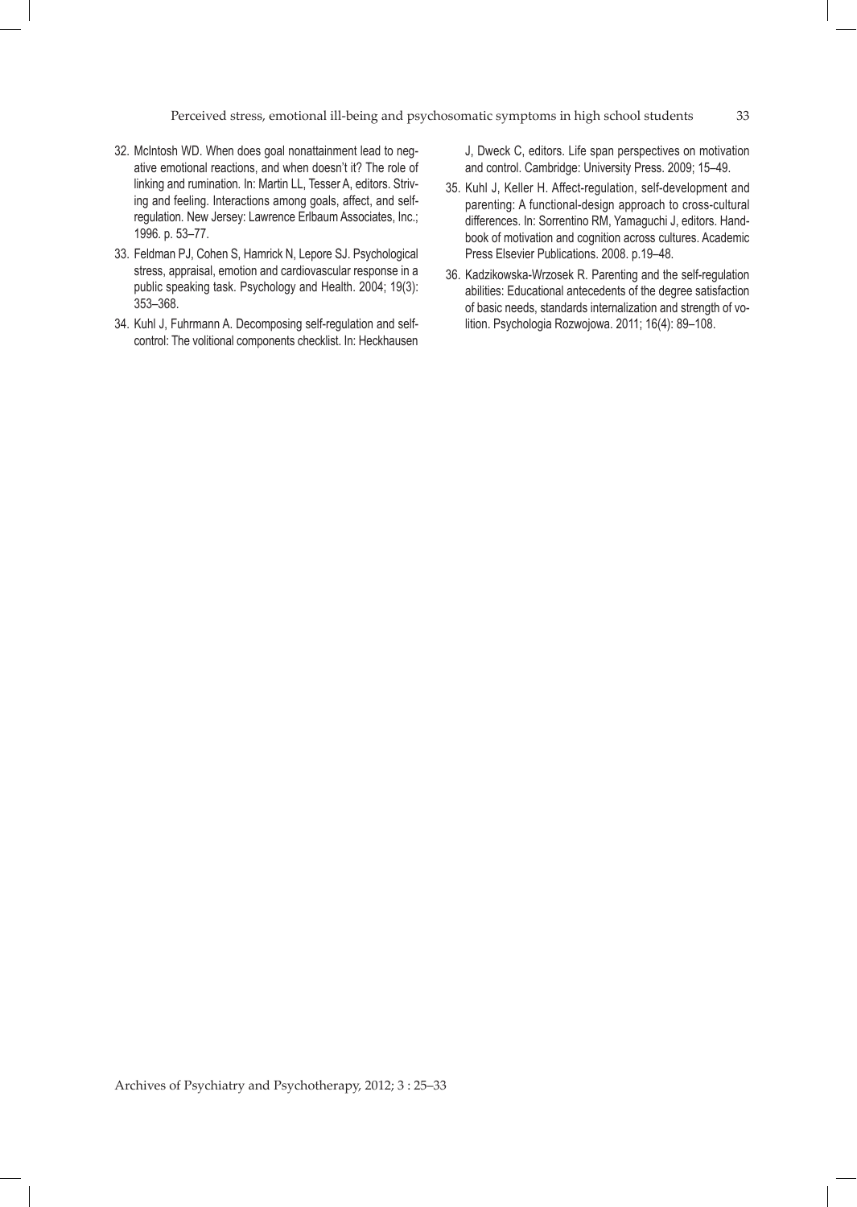32. McIntosh WD. When does goal nonattainment lead to negative emotional reactions, and when doesn't it? The role of linking and rumination. In: Martin LL, Tesser A, editors. Striving and feeling. Interactions among goals, affect, and self-regulation. New Jersey: Lawrence Erlbaum Associates, Inc.; 1996. p. 53–77.
33. Feldman PJ, Cohen S, Hamrick N, Lepore SJ. Psychological stress, appraisal, emotion and cardiovascular response in a public speaking task. Psychology and Health. 2004; 19(3): 353–368.
34. Kuhl J, Fuhrmann A. Decomposing self-regulation and self-control: The volitional components checklist. In: Heckhausen J, Dweck C, editors. Life span perspectives on motivation and control. Cambridge: University Press. 2009; 15–49.
35. Kuhl J, Keller H. Affect-regulation, self-development and parenting: A functional-design approach to cross-cultural differences. In: Sorrentino RM, Yamaguchi J, editors. Handbook of motivation and cognition across cultures. Academic Press Elsevier Publications. 2008. p.19–48.
36. Kadzikowska-Wrzosek R. Parenting and the self-regulation abilities: Educational antecedents of the degree satisfaction of basic needs, standards internalization and strength of volition. Psychologia Rozwojowa. 2011; 16(4): 89–108.